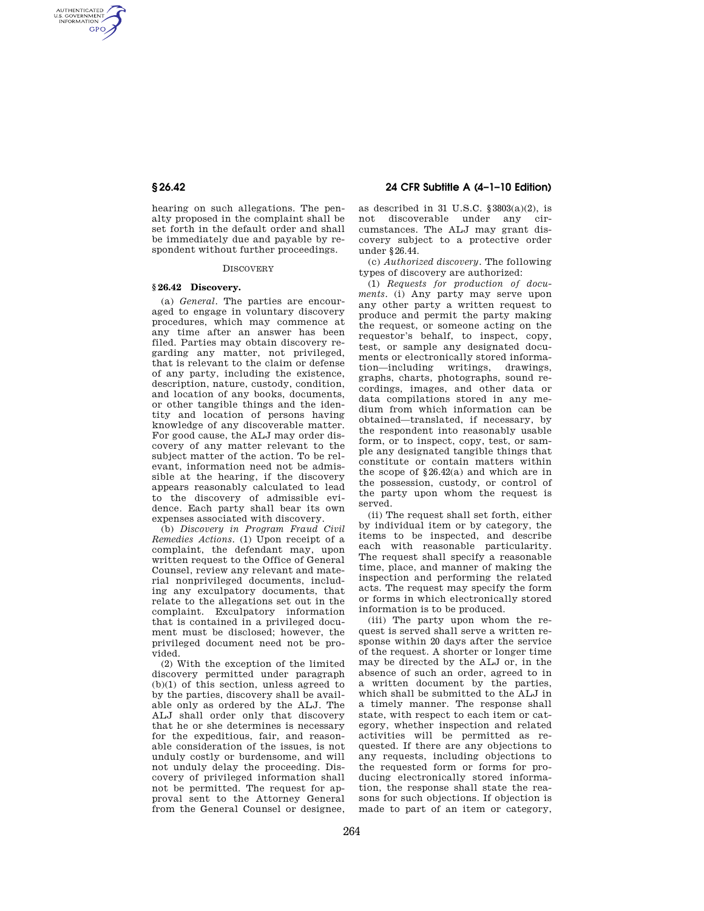hearing on such allegations. The penalty proposed in the complaint shall be set forth in the default order and shall be immediately due and payable by respondent without further proceedings.

DISCOVERY

### § 26.42 Discovery.

(a) *General*. The parties are encouraged to engage in voluntary discovery procedures, which may commence at any time after an answer has been filed. Parties may obtain discovery regarding any matter, not privileged, that is relevant to the claim or defense of any party, including the existence, description, nature, custody, condition, and location of any books, documents, or other tangible things and the identity and location of persons having knowledge of any discoverable matter. For good cause, the ALJ may order discovery of any matter relevant to the subject matter of the action. To be relevant, information need not be admissible at the hearing, if the discovery appears reasonably calculated to lead to the discovery of admissible evidence. Each party shall bear its own expenses associated with discovery.

(b) *Discovery in Program Fraud Civil Remedies Actions*. (1) Upon receipt of a complaint, the defendant may, upon written request to the Office of General Counsel, review any relevant and material nonprivileged documents, including any exculpatory documents, that relate to the allegations set out in the complaint. Exculpatory information that is contained in a privileged document must be disclosed; however, the privileged document need not be provided.

(2) With the exception of the limited discovery permitted under paragraph (b)(1) of this section, unless agreed to by the parties, discovery shall be available only as ordered by the ALJ. The ALJ shall order only that discovery that he or she determines is necessary for the expeditious, fair, and reasonable consideration of the issues, is not unduly costly or burdensome, and will not unduly delay the proceeding. Discovery of privileged information shall not be permitted. The request for approval sent to the Attorney General from the General Counsel or designee, as described in 31 U.S.C. §3803(a)(2), is not discoverable under any circumstances. The ALJ may grant discovery subject to a protective order under §26.44.

(c) *Authorized discovery*. The following types of discovery are authorized:

(1) *Requests for production of documents*. (i) Any party may serve upon any other party a written request to produce and permit the party making the request, or someone acting on the requestor's behalf, to inspect, copy, test, or sample any designated documents or electronically stored information—including writings, drawings, graphs, charts, photographs, sound recordings, images, and other data or data compilations stored in any medium from which information can be obtained—translated, if necessary, by the respondent into reasonably usable form, or to inspect, copy, test, or sample any designated tangible things that constitute or contain matters within the scope of §26.42(a) and which are in the possession, custody, or control of the party upon whom the request is served.

(ii) The request shall set forth, either by individual item or by category, the items to be inspected, and describe each with reasonable particularity. The request shall specify a reasonable time, place, and manner of making the inspection and performing the related acts. The request may specify the form or forms in which electronically stored information is to be produced.

(iii) The party upon whom the request is served shall serve a written response within 20 days after the service of the request. A shorter or longer time may be directed by the ALJ or, in the absence of such an order, agreed to in a written document by the parties, which shall be submitted to the ALJ in a timely manner. The response shall state, with respect to each item or category, whether inspection and related activities will be permitted as requested. If there are any objections to any requests, including objections to the requested form or forms for producing electronically stored information, the response shall state the reasons for such objections. If objection is made to part of an item or category,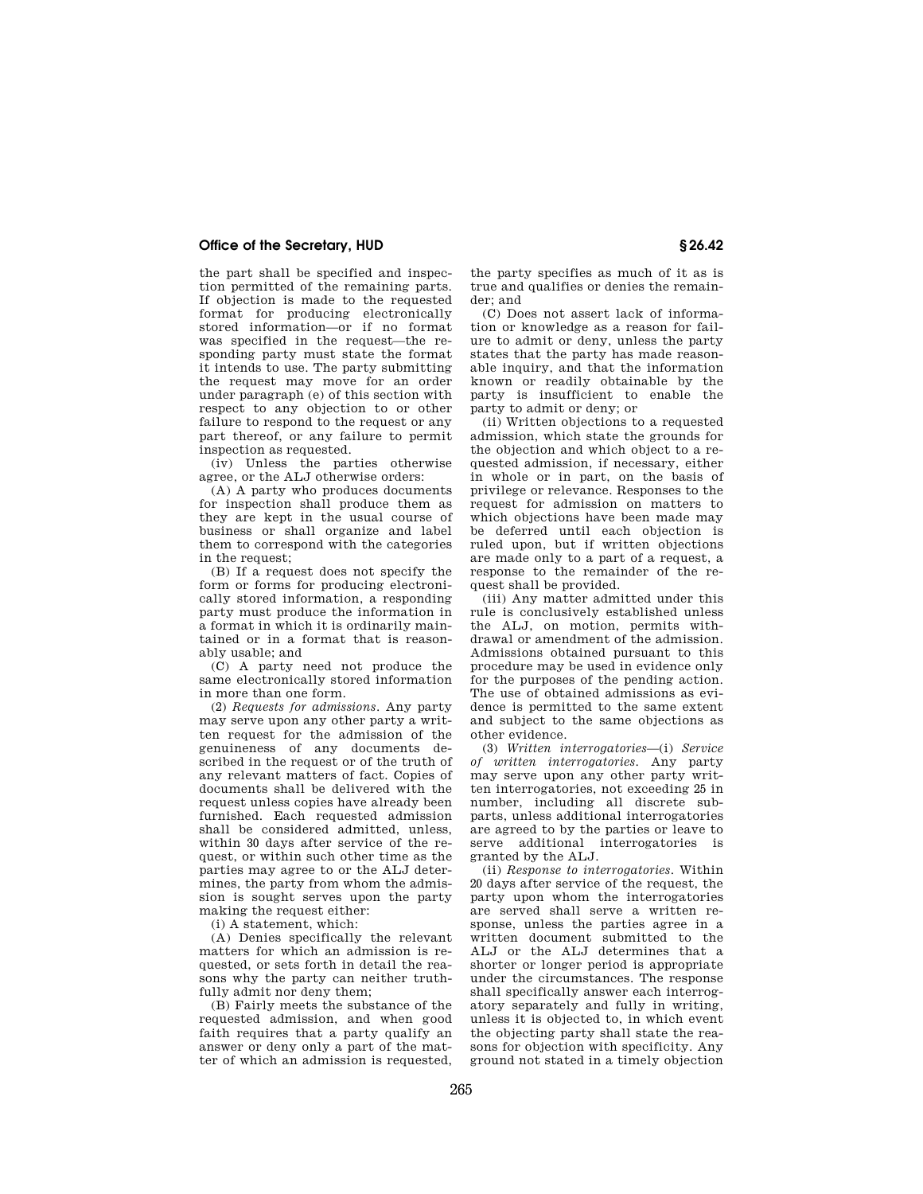the part shall be specified and inspection permitted of the remaining parts. If objection is made to the requested format for producing electronically stored information—or if no format was specified in the request—the responding party must state the format it intends to use. The party submitting the request may move for an order under paragraph (e) of this section with respect to any objection to or other failure to respond to the request or any part thereof, or any failure to permit inspection as requested.

(iv) Unless the parties otherwise agree, or the ALJ otherwise orders:

(A) A party who produces documents for inspection shall produce them as they are kept in the usual course of business or shall organize and label them to correspond with the categories in the request;

(B) If a request does not specify the form or forms for producing electronically stored information, a responding party must produce the information in a format in which it is ordinarily maintained or in a format that is reasonably usable; and

(C) A party need not produce the same electronically stored information in more than one form.

(2) *Requests for admissions.* Any party may serve upon any other party a written request for the admission of the genuineness of any documents described in the request or of the truth of any relevant matters of fact. Copies of documents shall be delivered with the request unless copies have already been furnished. Each requested admission shall be considered admitted, unless, within 30 days after service of the request, or within such other time as the parties may agree to or the ALJ determines, the party from whom the admission is sought serves upon the party making the request either:

(i) A statement, which:

(A) Denies specifically the relevant matters for which an admission is requested, or sets forth in detail the reasons why the party can neither truthfully admit nor deny them;

(B) Fairly meets the substance of the requested admission, and when good faith requires that a party qualify an answer or deny only a part of the matter of which an admission is requested, the party specifies as much of it as is true and qualifies or denies the remainder; and

(C) Does not assert lack of information or knowledge as a reason for failure to admit or deny, unless the party states that the party has made reasonable inquiry, and that the information known or readily obtainable by the party is insufficient to enable the party to admit or deny; or

(ii) Written objections to a requested admission, which state the grounds for the objection and which object to a requested admission, if necessary, either in whole or in part, on the basis of privilege or relevance. Responses to the request for admission on matters to which objections have been made may be deferred until each objection is ruled upon, but if written objections are made only to a part of a request, a response to the remainder of the request shall be provided.

(iii) Any matter admitted under this rule is conclusively established unless the ALJ, on motion, permits withdrawal or amendment of the admission. Admissions obtained pursuant to this procedure may be used in evidence only for the purposes of the pending action. The use of obtained admissions as evidence is permitted to the same extent and subject to the same objections as other evidence.

(3) *Written interrogatories*—(i) *Service of written interrogatories.* Any party may serve upon any other party written interrogatories, not exceeding 25 in number, including all discrete subparts, unless additional interrogatories are agreed to by the parties or leave to serve additional interrogatories is granted by the ALJ.

(ii) *Response to interrogatories.* Within 20 days after service of the request, the party upon whom the interrogatories are served shall serve a written response, unless the parties agree in a written document submitted to the ALJ or the ALJ determines that a shorter or longer period is appropriate under the circumstances. The response shall specifically answer each interrogatory separately and fully in writing, unless it is objected to, in which event the objecting party shall state the reasons for objection with specificity. Any ground not stated in a timely objection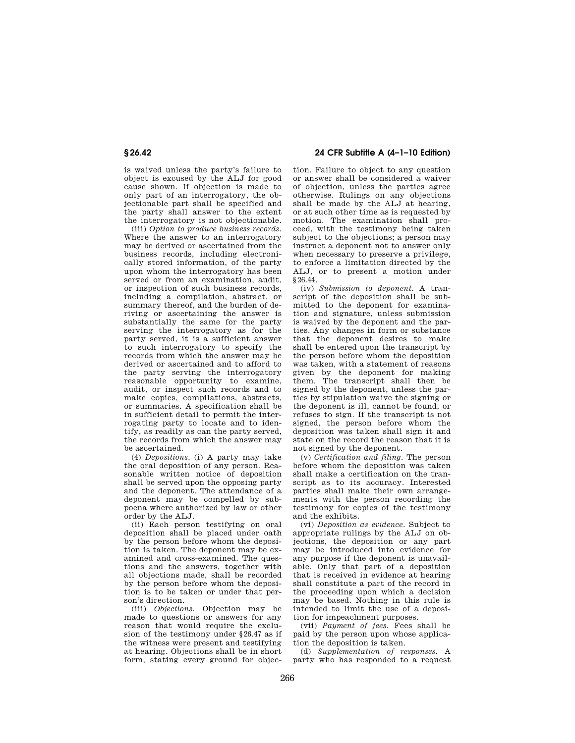is waived unless the party's failure to object is excused by the ALJ for good cause shown. If objection is made to only part of an interrogatory, the objectionable part shall be specified and the party shall answer to the extent the interrogatory is not objectionable.

(iii) *Option to produce business records.* Where the answer to an interrogatory may be derived or ascertained from the business records, including electronically stored information, of the party upon whom the interrogatory has been served or from an examination, audit, or inspection of such business records, including a compilation, abstract, or summary thereof, and the burden of deriving or ascertaining the answer is substantially the same for the party serving the interrogatory as for the party served, it is a sufficient answer to such interrogatory to specify the records from which the answer may be derived or ascertained and to afford to the party serving the interrogatory reasonable opportunity to examine, audit, or inspect such records and to make copies, compilations, abstracts, or summaries. A specification shall be in sufficient detail to permit the interrogating party to locate and to identify, as readily as can the party served, the records from which the answer may be ascertained.

(4) *Depositions.* (i) A party may take the oral deposition of any person. Reasonable written notice of deposition shall be served upon the opposing party and the deponent. The attendance of a deponent may be compelled by subpoena where authorized by law or other order by the ALJ.

(ii) Each person testifying on oral deposition shall be placed under oath by the person before whom the deposition is taken. The deponent may be examined and cross-examined. The questions and the answers, together with all objections made, shall be recorded by the person before whom the deposition is to be taken or under that person's direction.

(iii) *Objections.* Objection may be made to questions or answers for any reason that would require the exclusion of the testimony under §26.47 as if the witness were present and testifying at hearing. Objections shall be in short form, stating every ground for objection. Failure to object to any question or answer shall be considered a waiver of objection, unless the parties agree otherwise. Rulings on any objections shall be made by the ALJ at hearing, or at such other time as is requested by motion. The examination shall proceed, with the testimony being taken subject to the objections; a person may instruct a deponent not to answer only when necessary to preserve a privilege, to enforce a limitation directed by the ALJ, or to present a motion under §26.44.

(iv) *Submission to deponent.* A transcript of the deposition shall be submitted to the deponent for examination and signature, unless submission is waived by the deponent and the parties. Any changes in form or substance that the deponent desires to make shall be entered upon the transcript by the person before whom the deposition was taken, with a statement of reasons given by the deponent for making them. The transcript shall then be signed by the deponent, unless the parties by stipulation waive the signing or the deponent is ill, cannot be found, or refuses to sign. If the transcript is not signed, the person before whom the deposition was taken shall sign it and state on the record the reason that it is not signed by the deponent.

(v) *Certification and filing.* The person before whom the deposition was taken shall make a certification on the transcript as to its accuracy. Interested parties shall make their own arrangements with the person recording the testimony for copies of the testimony and the exhibits.

(vi) *Deposition as evidence.* Subject to appropriate rulings by the ALJ on objections, the deposition or any part may be introduced into evidence for any purpose if the deponent is unavailable. Only that part of a deposition that is received in evidence at hearing shall constitute a part of the record in the proceeding upon which a decision may be based. Nothing in this rule is intended to limit the use of a deposition for impeachment purposes.

(vii) *Payment of fees.* Fees shall be paid by the person upon whose application the deposition is taken.

(d) *Supplementation of responses.* A party who has responded to a request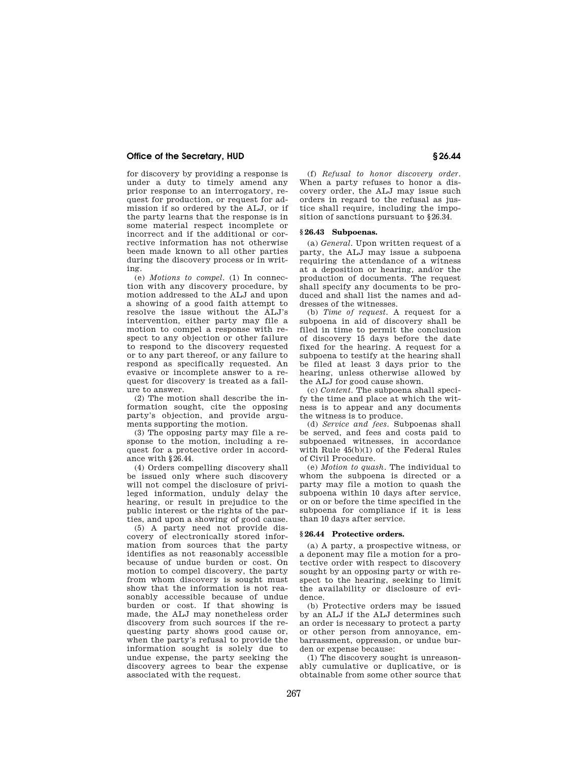for discovery by providing a response is under a duty to timely amend any prior response to an interrogatory, request for production, or request for admission if so ordered by the ALJ, or if the party learns that the response is in some material respect incomplete or incorrect and if the additional or corrective information has not otherwise been made known to all other parties during the discovery process or in writing.

(e) *Motions to compel.* (1) In connection with any discovery procedure, by motion addressed to the ALJ and upon a showing of a good faith attempt to resolve the issue without the ALJ's intervention, either party may file a motion to compel a response with respect to any objection or other failure to respond to the discovery requested or to any part thereof, or any failure to respond as specifically requested. An evasive or incomplete answer to a request for discovery is treated as a failure to answer.

(2) The motion shall describe the information sought, cite the opposing party's objection, and provide arguments supporting the motion.

(3) The opposing party may file a response to the motion, including a request for a protective order in accordance with §26.44.

(4) Orders compelling discovery shall be issued only where such discovery will not compel the disclosure of privileged information, unduly delay the hearing, or result in prejudice to the public interest or the rights of the parties, and upon a showing of good cause.

(5) A party need not provide discovery of electronically stored information from sources that the party identifies as not reasonably accessible because of undue burden or cost. On motion to compel discovery, the party from whom discovery is sought must show that the information is not reasonably accessible because of undue burden or cost. If that showing is made, the ALJ may nonetheless order discovery from such sources if the requesting party shows good cause or, when the party's refusal to provide the information sought is solely due to undue expense, the party seeking the discovery agrees to bear the expense associated with the request.

(f) *Refusal to honor discovery order.* When a party refuses to honor a discovery order, the ALJ may issue such orders in regard to the refusal as justice shall require, including the imposition of sanctions pursuant to §26.34.

### §26.43 Subpoenas.

(a) *General.* Upon written request of a party, the ALJ may issue a subpoena requiring the attendance of a witness at a deposition or hearing, and/or the production of documents. The request shall specify any documents to be produced and shall list the names and addresses of the witnesses.

(b) *Time of request.* A request for a subpoena in aid of discovery shall be filed in time to permit the conclusion of discovery 15 days before the date fixed for the hearing. A request for a subpoena to testify at the hearing shall be filed at least 3 days prior to the hearing, unless otherwise allowed by the ALJ for good cause shown.

(c) *Content.* The subpoena shall specify the time and place at which the witness is to appear and any documents the witness is to produce.

(d) *Service and fees.* Subpoenas shall be served, and fees and costs paid to subpoenaed witnesses, in accordance with Rule 45(b)(1) of the Federal Rules of Civil Procedure.

(e) *Motion to quash.* The individual to whom the subpoena is directed or a party may file a motion to quash the subpoena within 10 days after service, or on or before the time specified in the subpoena for compliance if it is less than 10 days after service.

### §26.44 Protective orders.

(a) A party, a prospective witness, or a deponent may file a motion for a protective order with respect to discovery sought by an opposing party or with respect to the hearing, seeking to limit the availability or disclosure of evidence.

(b) Protective orders may be issued by an ALJ if the ALJ determines such an order is necessary to protect a party or other person from annoyance, embarrassment, oppression, or undue burden or expense because:

(1) The discovery sought is unreasonably cumulative or duplicative, or is obtainable from some other source that